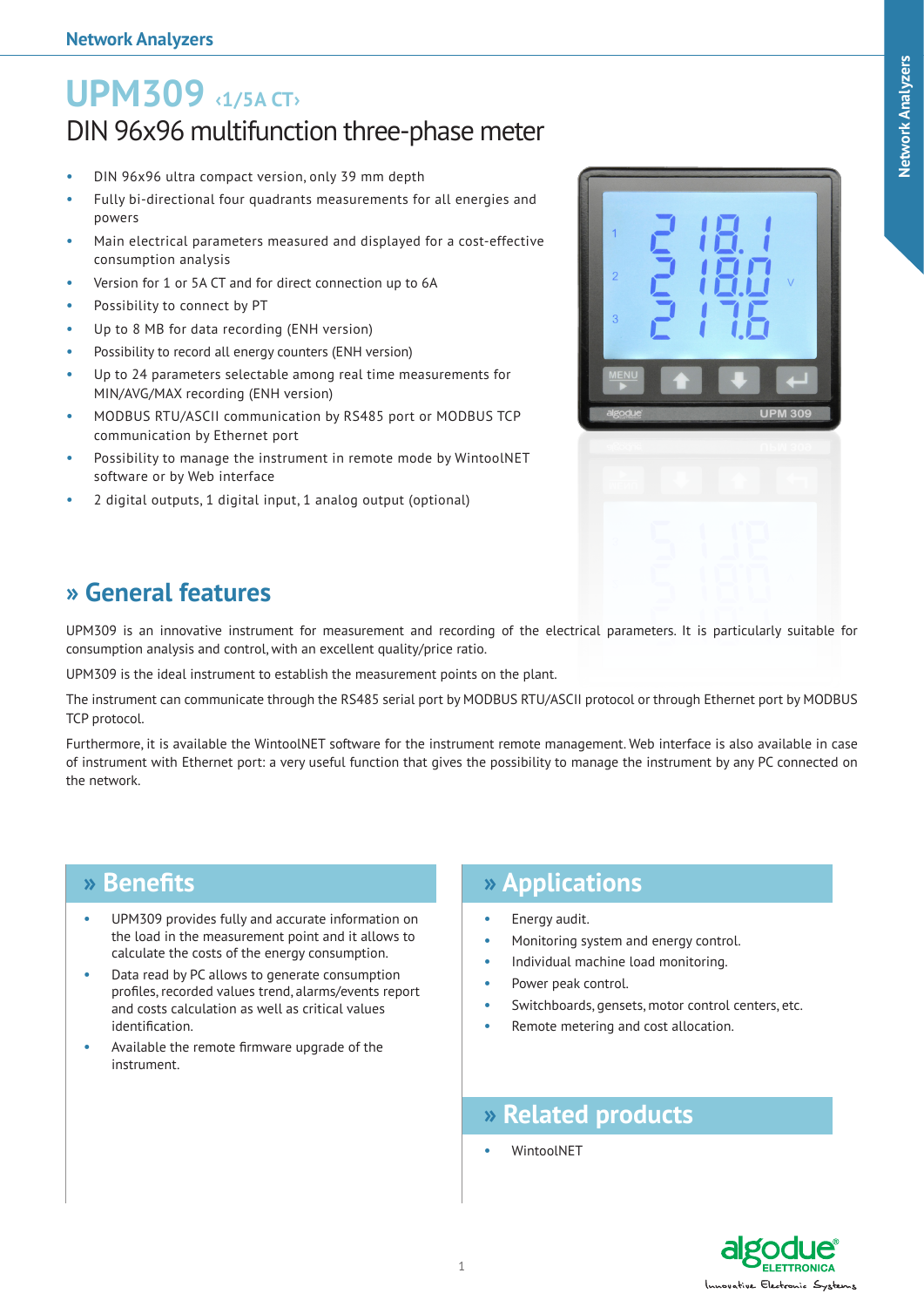# UPM309 ‹1/5A CT›

## DIN 96x96 multifunction three-phase meter

- DIN 96x96 ultra compact version, only 39 mm depth
- Fully bi-directional four quadrants measurements for all energies and powers
- Main electrical parameters measured and displayed for a cost-effective consumption analysis
- Version for 1 or 5A CT and for direct connection up to 6A
- Possibility to connect by PT
- Up to 8 MB for data recording (ENH version)
- Possibility to record all energy counters (ENH version)
- Up to 24 parameters selectable among real time measurements for MIN/AVG/MAX recording (ENH version)
- MODBUS RTU/ASCII communication by RS485 port or MODBUS TCP communication by Ethernet port
- Possibility to manage the instrument in remote mode by WintoolNET software or by Web interface
- 2 digital outputs, 1 digital input, 1 analog output (optional)

## » General features

UPM309 is an innovative instrument for measurement and recording of the electrical parameters. It is particularly suitable for consumption analysis and control, with an excellent quality/price ratio.

UPM309 is the ideal instrument to establish the measurement points on the plant.

The instrument can communicate through the RS485 serial port by MODBUS RTU/ASCII protocol or through Ethernet port by MODBUS TCP protocol.

Furthermore, it is available the WintoolNET software for the instrument remote management. Web interface is also available in case of instrument with Ethernet port: a very useful function that gives the possibility to manage the instrument by any PC connected on the network.

## » Benefits

- UPM309 provides fully and accurate information on the load in the measurement point and it allows to calculate the costs of the energy consumption.
- Data read by PC allows to generate consumption profiles, recorded values trend, alarms/events report and costs calculation as well as critical values identification.
- Available the remote firmware upgrade of the instrument.

## » Applications

- Energy audit.
- Monitoring system and energy control.
- Individual machine load monitoring.
- Power peak control.
- Switchboards, gensets, motor control centers, etc.
- Remote metering and cost allocation.

## » Related products

- WintoolNET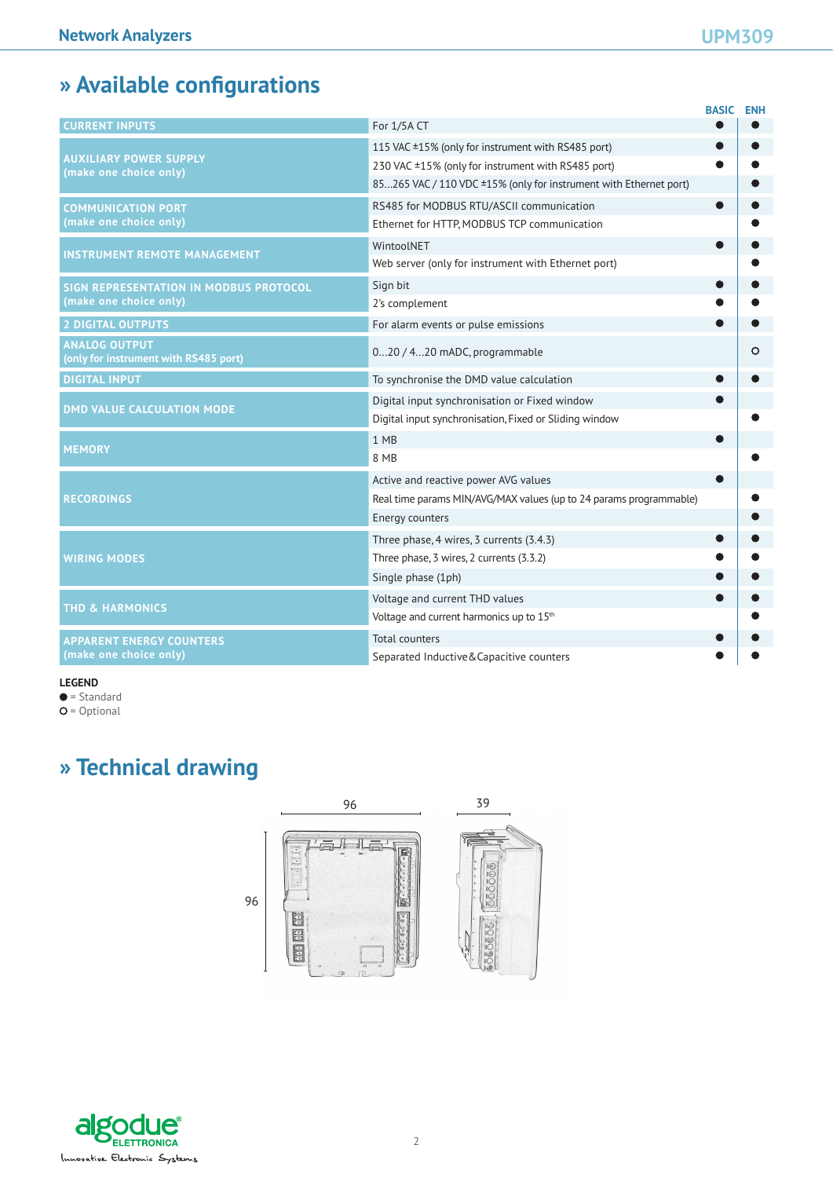## » Available configurations

| | | BASIC | ENH |
|---|---|---|---|
| CURRENT INPUTS | For 1/5A CT | ● | ● |
| AUXILIARY POWER SUPPLY (make one choice only) | 115 VAC ±15% (only for instrument with RS485 port) | ● | ● |
| | 230 VAC ±15% (only for instrument with RS485 port) | ● | ● |
| | 85...265 VAC / 110 VDC ±15% (only for instrument with Ethernet port) | | ● |
| COMMUNICATION PORT (make one choice only) | RS485 for MODBUS RTU/ASCII communication | ● | ● |
| | Ethernet for HTTP, MODBUS TCP communication | | ● |
| INSTRUMENT REMOTE MANAGEMENT | WintoolNET | ● | ● |
| | Web server (only for instrument with Ethernet port) | | ● |
| SIGN REPRESENTATION IN MODBUS PROTOCOL (make one choice only) | Sign bit | ● | ● |
| | 2's complement | ● | ● |
| 2 DIGITAL OUTPUTS | For alarm events or pulse emissions | ● | ● |
| ANALOG OUTPUT (only for instrument with RS485 port) | 0...20 / 4...20 mADC, programmable | | ○ |
| DIGITAL INPUT | To synchronise the DMD value calculation | ● | ● |
| DMD VALUE CALCULATION MODE | Digital input synchronisation or Fixed window | ● | |
| | Digital input synchronisation, Fixed or Sliding window | | ● |
| MEMORY | 1 MB | ● | |
| | 8 MB | | ● |
| RECORDINGS | Active and reactive power AVG values | ● | |
| | Real time params MIN/AVG/MAX values (up to 24 params programmable) | | ● |
| | Energy counters | | ● |
| WIRING MODES | Three phase, 4 wires, 3 currents (3.4.3) | ● | ● |
| | Three phase, 3 wires, 2 currents (3.3.2) | ● | ● |
| | Single phase (1ph) | ● | ● |
| THD & HARMONICS | Voltage and current THD values | ● | ● |
| | Voltage and current harmonics up to 15th | | ● |
| APPARENT ENERGY COUNTERS (make one choice only) | Total counters | ● | ● |
| | Separated Inductive&Capacitive counters | ● | ● |

**LEGEND**
● = Standard
○ = Optional

## » Technical drawing

96

39

96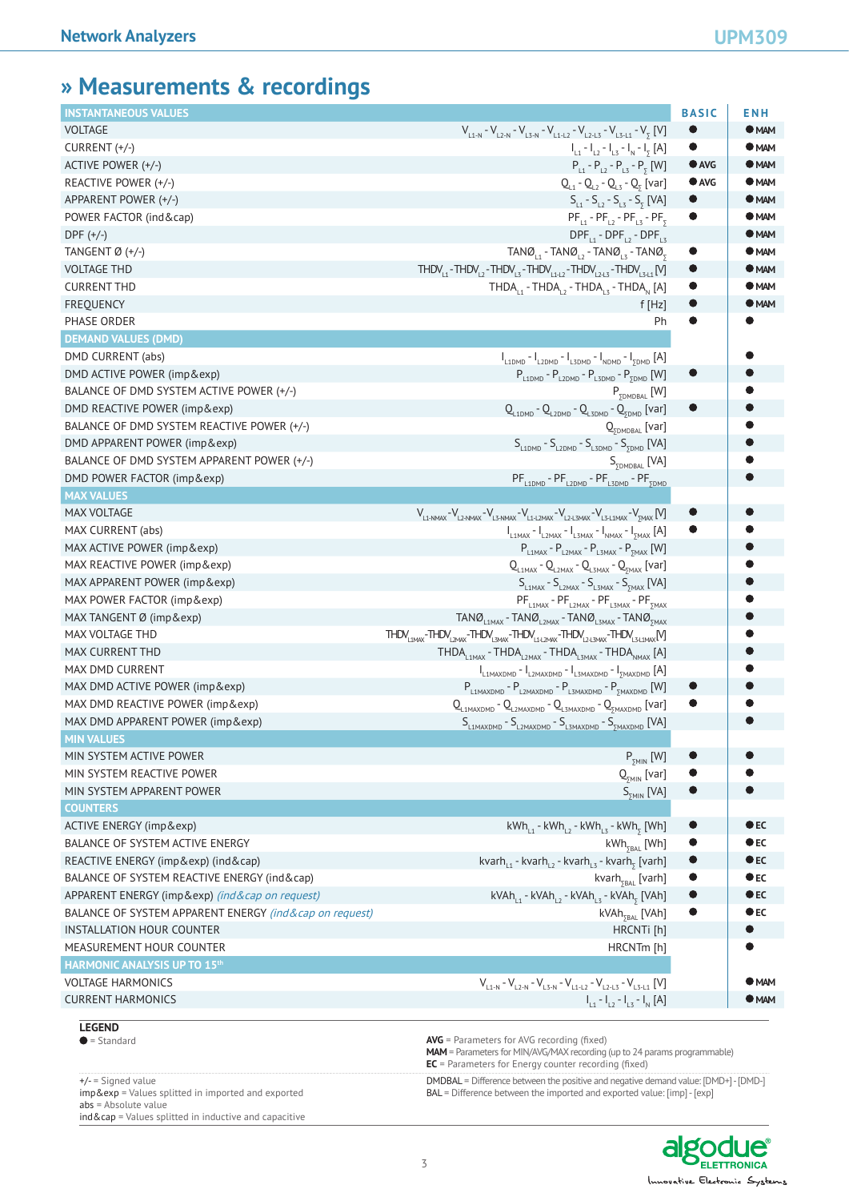# » Measurements & recordings

| INSTANTANEOUS VALUES | | BASIC | ENH |
|---|---|---|---|
| VOLTAGE | $V_{L1-N}$ - $V_{L2-N}$ - $V_{L3-N}$ - $V_{L1-L2}$ - $V_{L2-L3}$ - $V_{L3-L1}$ - $V_{\Sigma}$ [V] | ● | ● MAM |
| CURRENT (+/-) | $I_{L1}$ - $I_{L2}$ - $I_{L3}$ - $I_{N}$ - $I_{\Sigma}$ [A] | ● | ● MAM |
| ACTIVE POWER (+/-) | $P_{L1}$ - $P_{L2}$ - $P_{L3}$ - $P_{\Sigma}$ [W] | ● AVG | ● MAM |
| REACTIVE POWER (+/-) | $Q_{L1}$ - $Q_{L2}$ - $Q_{L3}$ - $Q_{\Sigma}$ [var] | ● AVG | ● MAM |
| APPARENT POWER (+/-) | $S_{L1}$ - $S_{L2}$ - $S_{L3}$ - $S_{\Sigma}$ [VA] | ● | ● MAM |
| POWER FACTOR (ind&cap) | $PF_{L1}$ - $PF_{L2}$ - $PF_{L3}$ - $PF_{\Sigma}$ | ● | ● MAM |
| DPF (+/-) | $DPF_{L1}$ - $DPF_{L2}$ - $DPF_{L3}$ | | ● MAM |
| TANGENT Ø (+/-) | $TANØ_{L1}$ - $TANØ_{L2}$ - $TANØ_{L3}$ - $TANØ_{\Sigma}$ | ● | ● MAM |
| VOLTAGE THD | $THDV_{L1}$ - $THDV_{L2}$ - $THDV_{L3}$ - $THDV_{L1-L2}$ - $THDV_{L2-L3}$ - $THDV_{L3-L1}$ [V] | ● | ● MAM |
| CURRENT THD | $THDA_{L1}$ - $THDA_{L2}$ - $THDA_{L3}$ - $THDA_{N}$ [A] | ● | ● MAM |
| FREQUENCY | f [Hz] | ● | ● MAM |
| PHASE ORDER | Ph | ● | ● |
| **DEMAND VALUES (DMD)** | | | |
| DMD CURRENT (abs) | $I_{L1DMD}$ - $I_{L2DMD}$ - $I_{L3DMD}$ - $I_{NDMD}$ - $I_{\Sigma DMD}$ [A] | | ● |
| DMD ACTIVE POWER (imp&exp) | $P_{L1DMD}$ - $P_{L2DMD}$ - $P_{L3DMD}$ - $P_{\Sigma DMD}$ [W] | ● | ● |
| BALANCE OF DMD SYSTEM ACTIVE POWER (+/-) | $P_{\Sigma DMDBAL}$ [W] | | ● |
| DMD REACTIVE POWER (imp&exp) | $Q_{L1DMD}$ - $Q_{L2DMD}$ - $Q_{L3DMD}$ - $Q_{\Sigma DMD}$ [var] | ● | ● |
| BALANCE OF DMD SYSTEM REACTIVE POWER (+/-) | $Q_{\Sigma DMDBAL}$ [var] | | ● |
| DMD APPARENT POWER (imp&exp) | $S_{L1DMD}$ - $S_{L2DMD}$ - $S_{L3DMD}$ - $S_{\Sigma DMD}$ [VA] | | ● |
| BALANCE OF DMD SYSTEM APPARENT POWER (+/-) | $S_{\Sigma DMDBAL}$ [VA] | | ● |
| DMD POWER FACTOR (imp&exp) | $PF_{L1DMD}$ - $PF_{L2DMD}$ - $PF_{L3DMD}$ - $PF_{\Sigma DMD}$ | | ● |
| **MAX VALUES** | | | |
| MAX VOLTAGE | $V_{L1-NMAX}$ - $V_{L2-NMAX}$ - $V_{L3-NMAX}$ - $V_{L1-L2MAX}$ - $V_{L2-L3MAX}$ - $V_{L3-L1MAX}$ - $V_{\Sigma MAX}$ [V] | ● | ● |
| MAX CURRENT (abs) | $I_{L1MAX}$ - $I_{L2MAX}$ - $I_{L3MAX}$ - $I_{NMAX}$ - $I_{\Sigma MAX}$ [A] | ● | ● |
| MAX ACTIVE POWER (imp&exp) | $P_{L1MAX}$ - $P_{L2MAX}$ - $P_{L3MAX}$ - $P_{\Sigma MAX}$ [W] | | ● |
| MAX REACTIVE POWER (imp&exp) | $Q_{L1MAX}$ - $Q_{L2MAX}$ - $Q_{L3MAX}$ - $Q_{\Sigma MAX}$ [var] | | ● |
| MAX APPARENT POWER (imp&exp) | $S_{L1MAX}$ - $S_{L2MAX}$ - $S_{L3MAX}$ - $S_{\Sigma MAX}$ [VA] | | ● |
| MAX POWER FACTOR (imp&exp) | $PF_{L1MAX}$ - $PF_{L2MAX}$ - $PF_{L3MAX}$ - $PF_{\Sigma MAX}$ | | ● |
| MAX TANGENT Ø (imp&exp) | $TANØ_{L1MAX}$ - $TANØ_{L2MAX}$ - $TANØ_{L3MAX}$ - $TANØ_{\Sigma MAX}$ | | ● |
| MAX VOLTAGE THD | $THDV_{L1MAX}$ - $THDV_{L2MAX}$ - $THDV_{L3MAX}$ - $THDV_{L1-L2MAX}$ - $THDV_{L2-L3MAX}$ - $THDV_{L3-L1MAX}$ [V] | | ● |
| MAX CURRENT THD | $THDA_{L1MAX}$ - $THDA_{L2MAX}$ - $THDA_{L3MAX}$ - $THDA_{NMAX}$ [A] | | ● |
| MAX DMD CURRENT | $I_{L1MAXDMD}$ - $I_{L2MAXDMD}$ - $I_{L3MAXDMD}$ - $I_{\Sigma MAXDMD}$ [A] | | ● |
| MAX DMD ACTIVE POWER (imp&exp) | $P_{L1MAXDMD}$ - $P_{L2MAXDMD}$ - $P_{L3MAXDMD}$ - $P_{\Sigma MAXDMD}$ [W] | ● | ● |
| MAX DMD REACTIVE POWER (imp&exp) | $Q_{L1MAXDMD}$ - $Q_{L2MAXDMD}$ - $Q_{L3MAXDMD}$ - $Q_{\Sigma MAXDMD}$ [var] | ● | ● |
| MAX DMD APPARENT POWER (imp&exp) | $S_{L1MAXDMD}$ - $S_{L2MAXDMD}$ - $S_{L3MAXDMD}$ - $S_{\Sigma MAXDMD}$ [VA] | | ● |
| **MIN VALUES** | | | |
| MIN SYSTEM ACTIVE POWER | $P_{\Sigma MIN}$ [W] | ● | ● |
| MIN SYSTEM REACTIVE POWER | $Q_{\Sigma MIN}$ [var] | ● | ● |
| MIN SYSTEM APPARENT POWER | $S_{\Sigma MIN}$ [VA] | ● | ● |
| **COUNTERS** | | | |
| ACTIVE ENERGY (imp&exp) | $kWh_{L1}$ - $kWh_{L2}$ - $kWh_{L3}$ - $kWh_{\Sigma}$ [Wh] | ● | ● EC |
| BALANCE OF SYSTEM ACTIVE ENERGY | $kWh_{\Sigma BAL}$ [Wh] | ● | ● EC |
| REACTIVE ENERGY (imp&exp) (ind&cap) | $kvarh_{L1}$ - $kvarh_{L2}$ - $kvarh_{L3}$ - $kvarh_{\Sigma}$ [varh] | ● | ● EC |
| BALANCE OF SYSTEM REACTIVE ENERGY (ind&cap) | $kvarh_{\Sigma BAL}$ [varh] | ● | ● EC |
| APPARENT ENERGY (imp&exp) *(ind&cap on request)* | $kVAh_{L1}$ - $kVAh_{L2}$ - $kVAh_{L3}$ - $kVAh_{\Sigma}$ [VAh] | ● | ● EC |
| BALANCE OF SYSTEM APPARENT ENERGY *(ind&cap on request)* | $kVAh_{\Sigma BAL}$ [VAh] | ● | ● EC |
| INSTALLATION HOUR COUNTER | HRCNTi [h] | | ● |
| MEASUREMENT HOUR COUNTER | HRCNTm [h] | | ● |
| **HARMONIC ANALYSIS UP TO 15th** | | | |
| VOLTAGE HARMONICS | $V_{L1-N}$ - $V_{L2-N}$ - $V_{L3-N}$ - $V_{L1-L2}$ - $V_{L2-L3}$ - $V_{L3-L1}$ [V] | | ● MAM |
| CURRENT HARMONICS | $I_{L1}$ - $I_{L2}$ - $I_{L3}$ - $I_{N}$ [A] | | ● MAM |

**LEGEND**

● = Standard

**AVG** = Parameters for AVG recording (fixed)
**MAM** = Parameters for MIN/AVG/MAX recording (up to 24 params programmable)
**EC** = Parameters for Energy counter recording (fixed)

+/- = Signed value
imp&exp = Values splitted in imported and exported
abs = Absolute value
ind&cap = Values splitted in inductive and capacitive

DMDBAL = Difference between the positive and negative demand value: [DMD+] - [DMD-]
BAL = Difference between the imported and exported value: [imp] - [exp]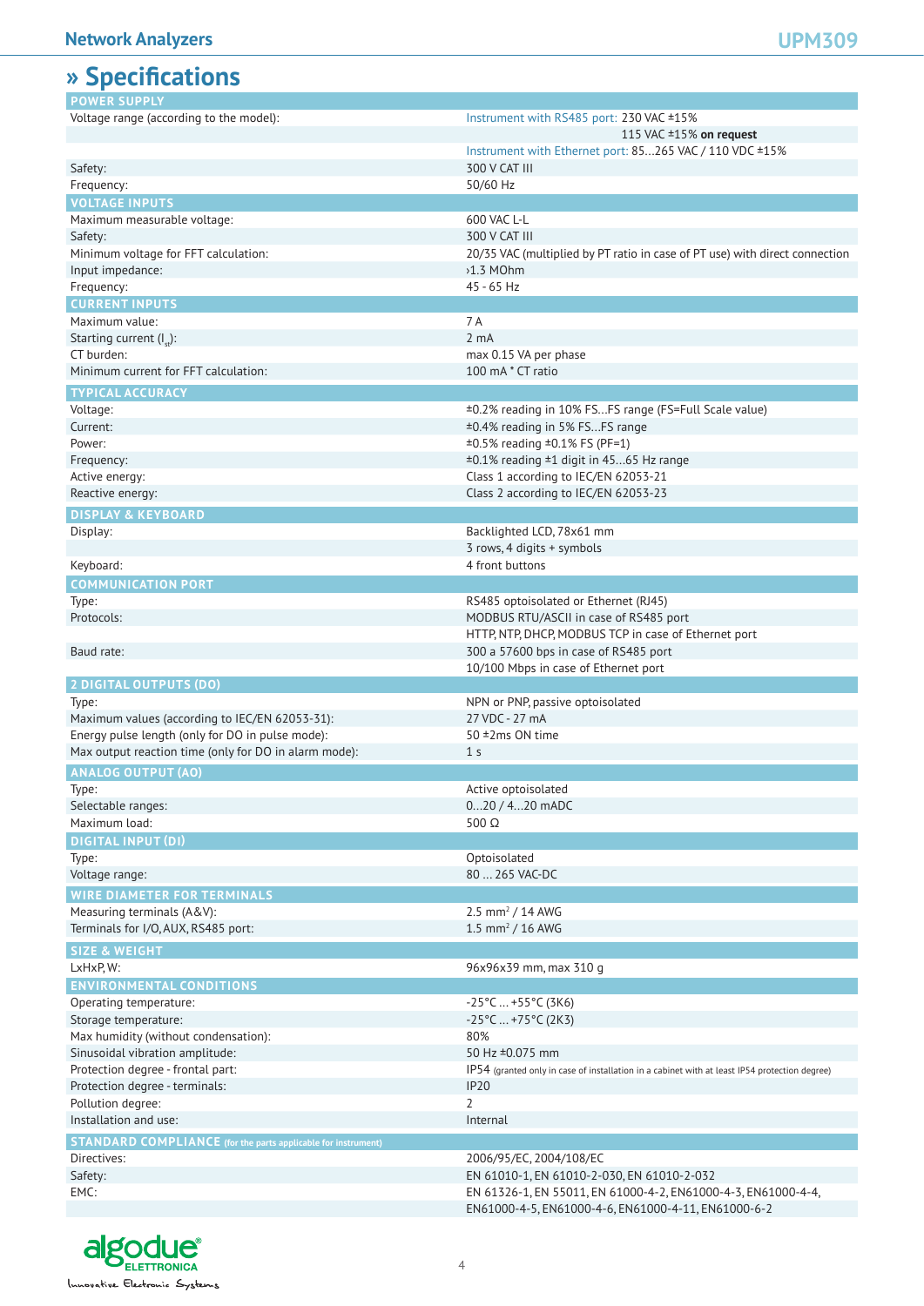# » Specifications

| POWER SUPPLY | |
|---|---|
| Voltage range (according to the model): | Instrument with RS485 port: 230 VAC ±15% |
| | 115 VAC ±15% **on request** |
| | Instrument with Ethernet port: 85...265 VAC / 110 VDC ±15% |
| Safety: | 300 V CAT III |
| Frequency: | 50/60 Hz |
| **VOLTAGE INPUTS** | |
| Maximum measurable voltage: | 600 VAC L-L |
| Safety: | 300 V CAT III |
| Minimum voltage for FFT calculation: | 20/35 VAC (multiplied by PT ratio in case of PT use) with direct connection |
| Input impedance: | ›1.3 MOhm |
| Frequency: | 45 - 65 Hz |
| **CURRENT INPUTS** | |
| Maximum value: | 7 A |
| Starting current ($I_{st}$): | 2 mA |
| CT burden: | max 0.15 VA per phase |
| Minimum current for FFT calculation: | 100 mA * CT ratio |
| **TYPICAL ACCURACY** | |
| Voltage: | ±0.2% reading in 10% FS...FS range (FS=Full Scale value) |
| Current: | ±0.4% reading in 5% FS...FS range |
| Power: | ±0.5% reading ±0.1% FS (PF=1) |
| Frequency: | ±0.1% reading ±1 digit in 45...65 Hz range |
| Active energy: | Class 1 according to IEC/EN 62053-21 |
| Reactive energy: | Class 2 according to IEC/EN 62053-23 |
| **DISPLAY & KEYBOARD** | |
| Display: | Backlighted LCD, 78x61 mm |
| | 3 rows, 4 digits + symbols |
| Keyboard: | 4 front buttons |
| **COMMUNICATION PORT** | |
| Type: | RS485 optoisolated or Ethernet (RJ45) |
| Protocols: | MODBUS RTU/ASCII in case of RS485 port |
| | HTTP, NTP, DHCP, MODBUS TCP in case of Ethernet port |
| Baud rate: | 300 a 57600 bps in case of RS485 port |
| | 10/100 Mbps in case of Ethernet port |
| **2 DIGITAL OUTPUTS (DO)** | |
| Type: | NPN or PNP, passive optoisolated |
| Maximum values (according to IEC/EN 62053-31): | 27 VDC - 27 mA |
| Energy pulse length (only for DO in pulse mode): | 50 ±2ms ON time |
| Max output reaction time (only for DO in alarm mode): | 1 s |
| **ANALOG OUTPUT (AO)** | |
| Type: | Active optoisolated |
| Selectable ranges: | 0...20 / 4...20 mADC |
| Maximum load: | 500 Ω |
| **DIGITAL INPUT (DI)** | |
| Type: | Optoisolated |
| Voltage range: | 80 ... 265 VAC-DC |
| **WIRE DIAMETER FOR TERMINALS** | |
| Measuring terminals (A&V): | 2.5 mm² / 14 AWG |
| Terminals for I/O, AUX, RS485 port: | 1.5 mm² / 16 AWG |
| **SIZE & WEIGHT** | |
| LxHxP, W: | 96x96x39 mm, max 310 g |
| **ENVIRONMENTAL CONDITIONS** | |
| Operating temperature: | -25°C ... +55°C (3K6) |
| Storage temperature: | -25°C ... +75°C (2K3) |
| Max humidity (without condensation): | 80% |
| Sinusoidal vibration amplitude: | 50 Hz ±0.075 mm |
| Protection degree - frontal part: | IP54 (granted only in case of installation in a cabinet with at least IP54 protection degree) |
| Protection degree - terminals: | IP20 |
| Pollution degree: | 2 |
| Installation and use: | Internal |
| **STANDARD COMPLIANCE** (for the parts applicable for instrument) | |
| Directives: | 2006/95/EC, 2004/108/EC |
| Safety: | EN 61010-1, EN 61010-2-030, EN 61010-2-032 |
| EMC: | EN 61326-1, EN 55011, EN 61000-4-2, EN61000-4-3, EN61000-4-4, EN61000-4-5, EN61000-4-6, EN61000-4-11, EN61000-6-2 |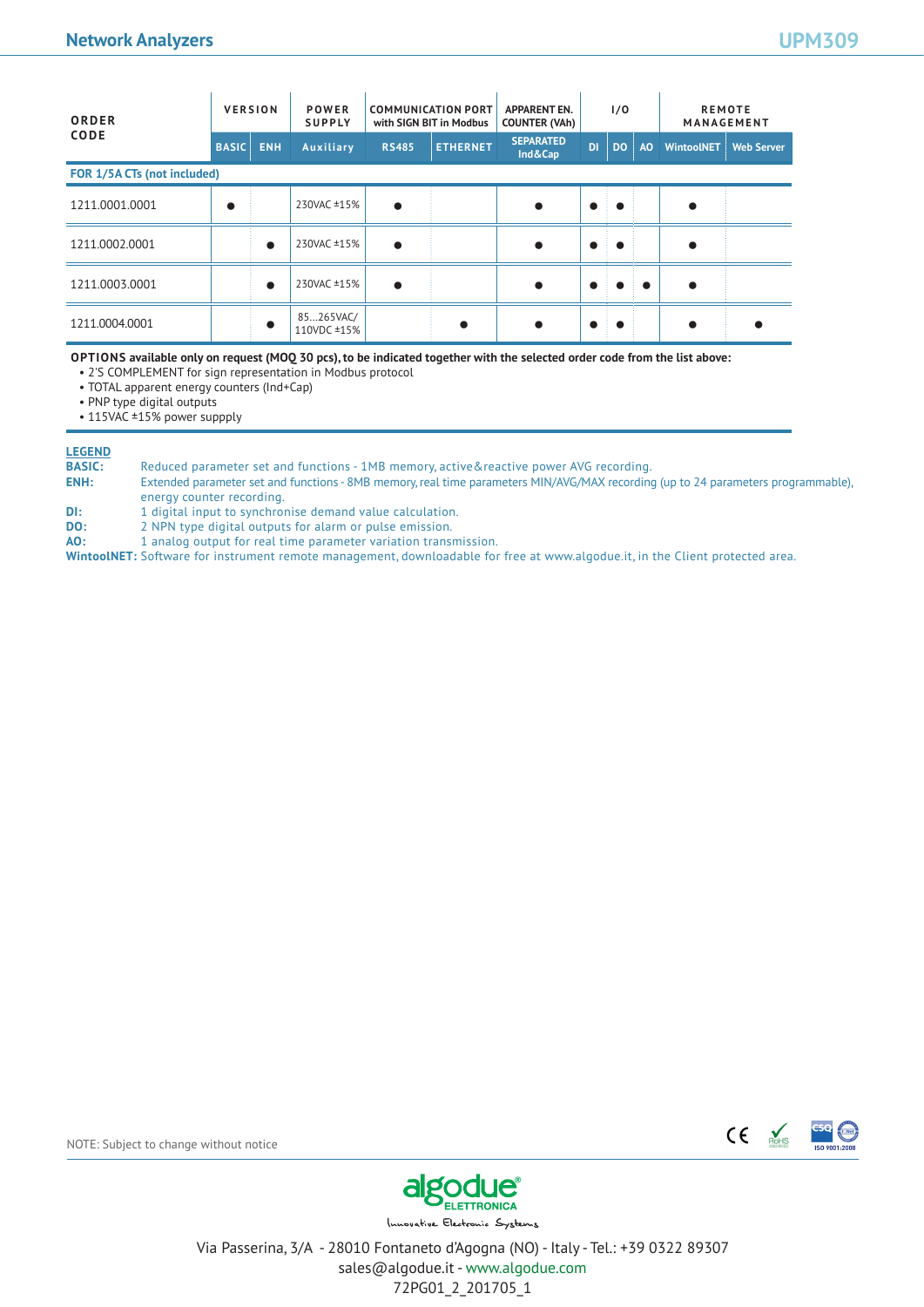| ORDER CODE | VERSION | | POWER SUPPLY | COMMUNICATION PORT with SIGN BIT in Modbus | | APPARENT EN. COUNTER (VAh) | I/O | | | REMOTE MANAGEMENT | |
|---|---|---|---|---|---|---|---|---|---|---|---|
| | BASIC | ENH | Auxiliary | RS485 | ETHERNET | SEPARATED Ind&Cap | DI | DO | AO | WintoolNET | Web Server |
| **FOR 1/5A CTs (not included)** | | | | | | | | | | | |
| 1211.0001.0001 | ● | | 230VAC ±15% | ● | | ● | ● | ● | | ● | |
| 1211.0002.0001 | | ● | 230VAC ±15% | ● | | ● | ● | ● | | ● | |
| 1211.0003.0001 | | ● | 230VAC ±15% | ● | | ● | ● | ● | ● | ● | |
| 1211.0004.0001 | | ● | 85...265VAC/ 110VDC ±15% | | ● | ● | ● | ● | | ● | ● |

**OPTIONS available only on request (MOQ 30 pcs), to be indicated together with the selected order code from the list above:**

- 2'S COMPLEMENT for sign representation in Modbus protocol
- TOTAL apparent energy counters (Ind+Cap)
- PNP type digital outputs
- 115VAC ±15% power suppply

**LEGEND**

**BASIC:** Reduced parameter set and functions - 1MB memory, active&reactive power AVG recording.
**ENH:** Extended parameter set and functions - 8MB memory, real time parameters MIN/AVG/MAX recording (up to 24 parameters programmable), energy counter recording.
**DI:** 1 digital input to synchronise demand value calculation.
**DO:** 2 NPN type digital outputs for alarm or pulse emission.
**AO:** 1 analog output for real time parameter variation transmission.
**WintoolNET:** Software for instrument remote management, downloadable for free at www.algodue.it, in the Client protected area.

NOTE: Subject to change without notice

algodue ELETTRONICA
Innovative Electronic Systems

Via Passerina, 3/A - 28010 Fontaneto d'Agogna (NO) - Italy - Tel.: +39 0322 89307
sales@algodue.it - www.algodue.com
72PG01_2_201705_1